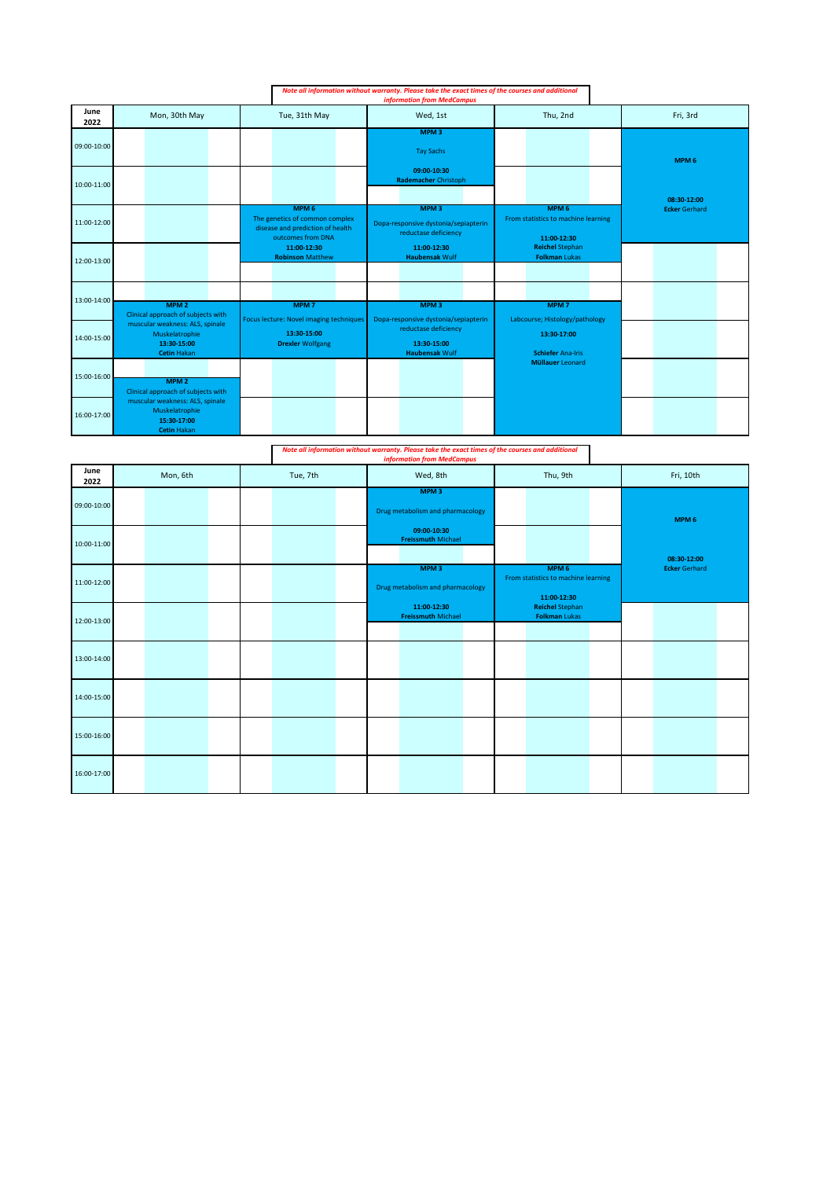*Note all information without warranty. Please take the exact times of the courses and additional information from MedCampus*

| June 2022 | Mon, 30th May | Tue, 31th May | Wed, 1st | Thu, 2nd | Fri, 3rd |
|---|---|---|---|---|---|
| 09:00-10:00 | | | **MPM 3** Tay Sachs **09:00-10:30** **Rademacher** Christoph | | **MPM 6** **08:30-12:00** **Ecker** Gerhard |
| 10:00-11:00 | | | | | |
| 11:00-12:00 | | **MPM 6** The genetics of common complex disease and prediction of health outcomes from DNA **11:00-12:30** **Robinson** Matthew | **MPM 3** Dopa-responsive dystonia/sepiapterin reductase deficiency **11:00-12:30** **Haubensak** Wulf | **MPM 6** From statistics to machine learning **11:00-12:30** **Reichel** Stephan **Folkman** Lukas | |
| 12:00-13:00 | | | | | |
| 13:00-14:00 | **MPM 2** Clinical approach of subjects with muscular weakness: ALS, spinale Muskelatrophie **13:30-15:00** **Cetin** Hakan | **MPM 7** Focus lecture: Novel imaging techniques **13:30-15:00** **Drexler** Wolfgang | **MPM 3** Dopa-responsive dystonia/sepiapterin reductase deficiency **13:30-15:00** **Haubensak** Wulf | **MPM 7** Labcourse; Histology/pathology **13:30-17:00** **Schiefer** Ana-Iris **Müllauer** Leonard | |
| 14:00-15:00 | | | | | |
| 15:00-16:00 | **MPM 2** Clinical approach of subjects with muscular weakness: ALS, spinale Muskelatrophie **15:30-17:00** **Cetin** Hakan | | | | |
| 16:00-17:00 | | | | | |

*Note all information without warranty. Please take the exact times of the courses and additional information from MedCampus*

| June 2022 | Mon, 6th | Tue, 7th | Wed, 8th | Thu, 9th | Fri, 10th |
|---|---|---|---|---|---|
| 09:00-10:00 | | | **MPM 3** Drug metabolism and pharmacology **09:00-10:30** **Freissmuth** Michael | | **MPM 6** **08:30-12:00** **Ecker** Gerhard |
| 10:00-11:00 | | | | | |
| 11:00-12:00 | | | **MPM 3** Drug metabolism and pharmacology **11:00-12:30** **Freissmuth** Michael | **MPM 6** From statistics to machine learning **11:00-12:30** **Reichel** Stephan **Folkman** Lukas | |
| 12:00-13:00 | | | | | |
| 13:00-14:00 | | | | | |
| 14:00-15:00 | | | | | |
| 15:00-16:00 | | | | | |
| 16:00-17:00 | | | | | |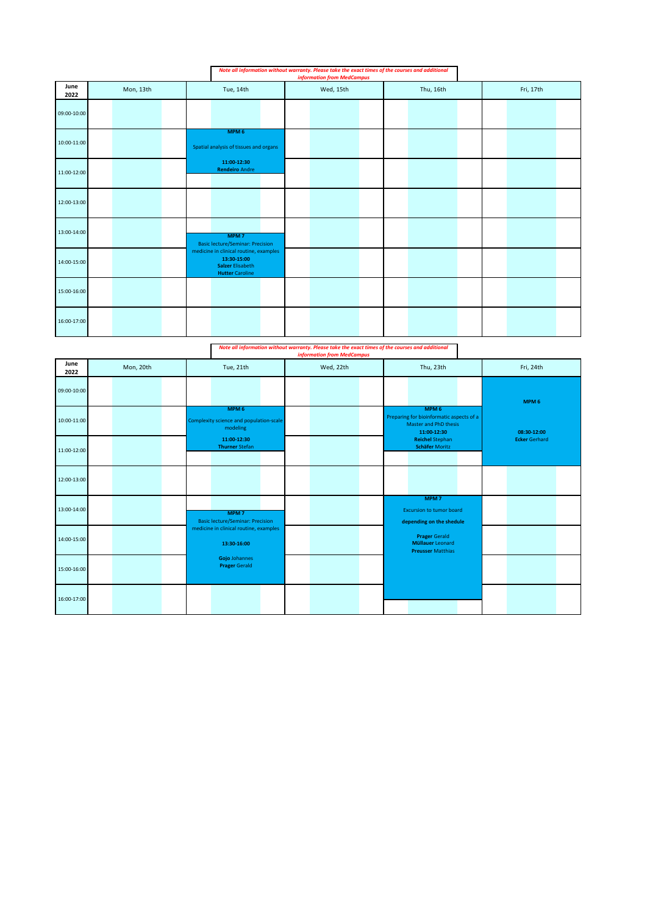*Note all information without warranty. Please take the exact times of the courses and additional information from MedCampus*

| June 2022 | Mon, 13th | Tue, 14th | Wed, 15th | Thu, 16th | Fri, 17th |
|---|---|---|---|---|---|
| 09:00-10:00 | | | | | |
| 10:00-11:00 | | **MPM 6** Spatial analysis of tissues and organs **11:00-12:30** **Rendeiro** Andre | | | |
| 11:00-12:00 | | | | | |
| 12:00-13:00 | | | | | |
| 13:00-14:00 | | **MPM 7** Basic lecture/Seminar: Precision medicine in clinical routine, examples **13:30-15:00** **Salzer** Elisabeth **Hutter** Caroline | | | |
| 14:00-15:00 | | | | | |
| 15:00-16:00 | | | | | |
| 16:00-17:00 | | | | | |

*Note all information without warranty. Please take the exact times of the courses and additional information from MedCampus*

| June 2022 | Mon, 20th | Tue, 21th | Wed, 22th | Thu, 23th | Fri, 24th |
|---|---|---|---|---|---|
| 09:00-10:00 | | | | | **MPM 6** **08:30-12:00** **Ecker** Gerhard |
| 10:00-11:00 | | **MPM 6** Complexity science and population-scale modeling **11:00-12:30** **Thurner** Stefan | | **MPM 6** Preparing for bioinformatic aspects of a Master and PhD thesis **11:00-12:30** **Reichel** Stephan **Schäfer** Moritz | |
| 11:00-12:00 | | | | | |
| 12:00-13:00 | | | | | |
| 13:00-14:00 | | **MPM 7** Basic lecture/Seminar: Precision medicine in clinical routine, examples **13:30-16:00** **Gojo** Johannes **Prager** Gerald | | **MPM 7** Excursion to tumor board **depending on the shedule** **Prager** Gerald **Müllauer** Leonard **Preusser** Matthias | |
| 14:00-15:00 | | | | | |
| 15:00-16:00 | | | | | |
| 16:00-17:00 | | | | | |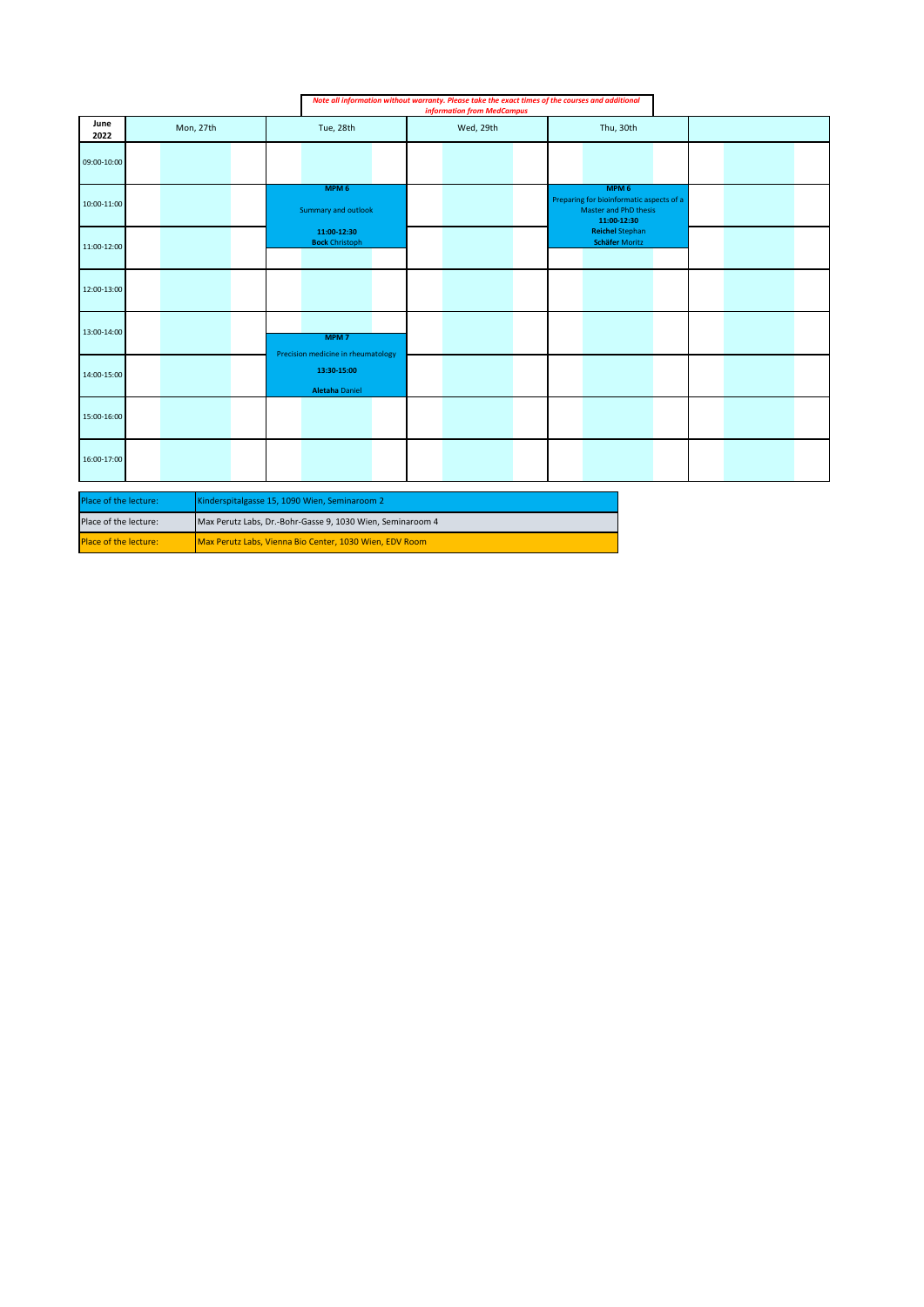*Note all information without warranty. Please take the exact times of the courses and additional information from MedCampus*

| June 2022 | Mon, 27th | Tue, 28th | Wed, 29th | Thu, 30th | |
|---|---|---|---|---|---|
| 09:00-10:00 | | | | | |
| 10:00-11:00 | | **MPM 6** Summary and outlook **11:00-12:30** **Bock** Christoph | | **MPM 6** Preparing for bioinformatic aspects of a Master and PhD thesis **11:00-12:30** **Reichel** Stephan **Schäfer** Moritz | |
| 11:00-12:00 | | | | | |
| 12:00-13:00 | | | | | |
| 13:00-14:00 | | **MPM 7** Precision medicine in rheumatology **13:30-15:00** **Aletaha** Daniel | | | |
| 14:00-15:00 | | | | | |
| 15:00-16:00 | | | | | |
| 16:00-17:00 | | | | | |

| | |
|---|---|
| Place of the lecture: | Kinderspitalgasse 15, 1090 Wien, Seminaroom 2 |
| Place of the lecture: | Max Perutz Labs, Dr.-Bohr-Gasse 9, 1030 Wien, Seminaroom 4 |
| Place of the lecture: | Max Perutz Labs, Vienna Bio Center, 1030 Wien, EDV Room |